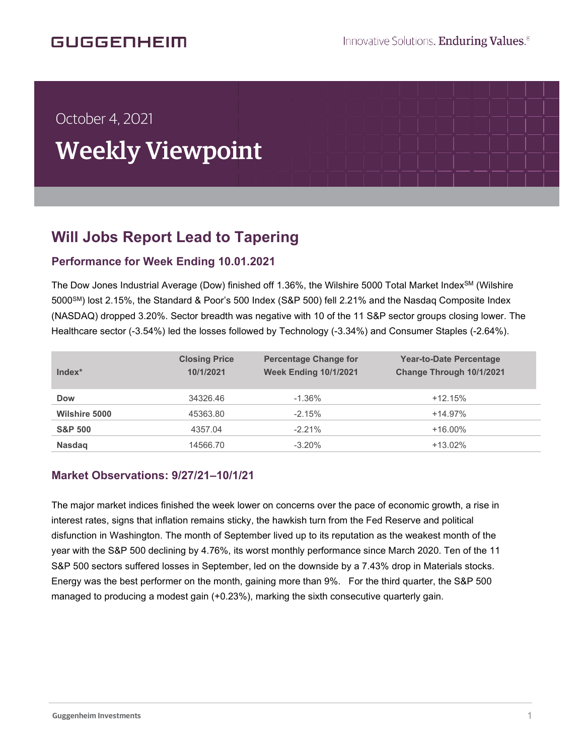GUGGENHEIM

Innovative Solutions. **Enduring Values.**®

October 4, 2021

# Weekly Viewpoint

## Will Jobs Report Lead to Tapering

### Performance for Week Ending 10.01.2021

The Dow Jones Industrial Average (Dow) finished off 1.36%, the Wilshire 5000 Total Market Index[SM] (Wilshire 5000[SM]) lost 2.15%, the Standard & Poor's 500 Index (S&P 500) fell 2.21% and the Nasdaq Composite Index (NASDAQ) dropped 3.20%. Sector breadth was negative with 10 of the 11 S&P sector groups closing lower. The Healthcare sector (-3.54%) led the losses followed by Technology (-3.34%) and Consumer Staples (-2.64%).

| Index* | Closing Price 10/1/2021 | Percentage Change for Week Ending 10/1/2021 | Year-to-Date Percentage Change Through 10/1/2021 |
|---|---|---|---|
| **Dow** | 34326.46 | -1.36% | +12.15% |
| **Wilshire 5000** | 45363.80 | -2.15% | +14.97% |
| **S&P 500** | 4357.04 | -2.21% | +16.00% |
| **Nasdaq** | 14566.70 | -3.20% | +13.02% |

### Market Observations: 9/27/21–10/1/21

The major market indices finished the week lower on concerns over the pace of economic growth, a rise in interest rates, signs that inflation remains sticky, the hawkish turn from the Fed Reserve and political disfunction in Washington. The month of September lived up to its reputation as the weakest month of the year with the S&P 500 declining by 4.76%, its worst monthly performance since March 2020. Ten of the 11 S&P 500 sectors suffered losses in September, led on the downside by a 7.43% drop in Materials stocks. Energy was the best performer on the month, gaining more than 9%. For the third quarter, the S&P 500 managed to producing a modest gain (+0.23%), marking the sixth consecutive quarterly gain.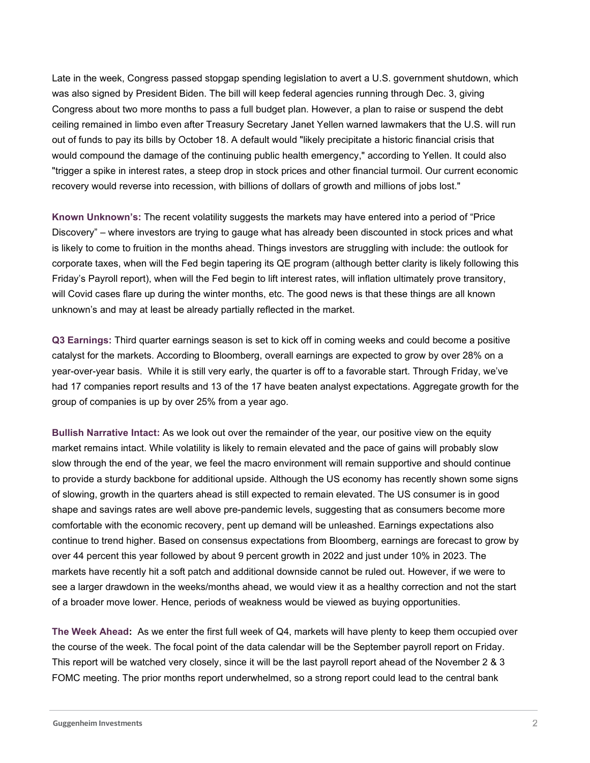Late in the week, Congress passed stopgap spending legislation to avert a U.S. government shutdown, which was also signed by President Biden. The bill will keep federal agencies running through Dec. 3, giving Congress about two more months to pass a full budget plan. However, a plan to raise or suspend the debt ceiling remained in limbo even after Treasury Secretary Janet Yellen warned lawmakers that the U.S. will run out of funds to pay its bills by October 18. A default would "likely precipitate a historic financial crisis that would compound the damage of the continuing public health emergency," according to Yellen. It could also "trigger a spike in interest rates, a steep drop in stock prices and other financial turmoil. Our current economic recovery would reverse into recession, with billions of dollars of growth and millions of jobs lost."

**Known Unknown's:** The recent volatility suggests the markets may have entered into a period of "Price Discovery" – where investors are trying to gauge what has already been discounted in stock prices and what is likely to come to fruition in the months ahead. Things investors are struggling with include: the outlook for corporate taxes, when will the Fed begin tapering its QE program (although better clarity is likely following this Friday's Payroll report), when will the Fed begin to lift interest rates, will inflation ultimately prove transitory, will Covid cases flare up during the winter months, etc. The good news is that these things are all known unknown's and may at least be already partially reflected in the market.

**Q3 Earnings:** Third quarter earnings season is set to kick off in coming weeks and could become a positive catalyst for the markets. According to Bloomberg, overall earnings are expected to grow by over 28% on a year-over-year basis. While it is still very early, the quarter is off to a favorable start. Through Friday, we've had 17 companies report results and 13 of the 17 have beaten analyst expectations. Aggregate growth for the group of companies is up by over 25% from a year ago.

**Bullish Narrative Intact:** As we look out over the remainder of the year, our positive view on the equity market remains intact. While volatility is likely to remain elevated and the pace of gains will probably slow slow through the end of the year, we feel the macro environment will remain supportive and should continue to provide a sturdy backbone for additional upside. Although the US economy has recently shown some signs of slowing, growth in the quarters ahead is still expected to remain elevated. The US consumer is in good shape and savings rates are well above pre-pandemic levels, suggesting that as consumers become more comfortable with the economic recovery, pent up demand will be unleashed. Earnings expectations also continue to trend higher. Based on consensus expectations from Bloomberg, earnings are forecast to grow by over 44 percent this year followed by about 9 percent growth in 2022 and just under 10% in 2023. The markets have recently hit a soft patch and additional downside cannot be ruled out. However, if we were to see a larger drawdown in the weeks/months ahead, we would view it as a healthy correction and not the start of a broader move lower. Hence, periods of weakness would be viewed as buying opportunities.

**The Week Ahead:** As we enter the first full week of Q4, markets will have plenty to keep them occupied over the course of the week. The focal point of the data calendar will be the September payroll report on Friday. This report will be watched very closely, since it will be the last payroll report ahead of the November 2 & 3 FOMC meeting. The prior months report underwhelmed, so a strong report could lead to the central bank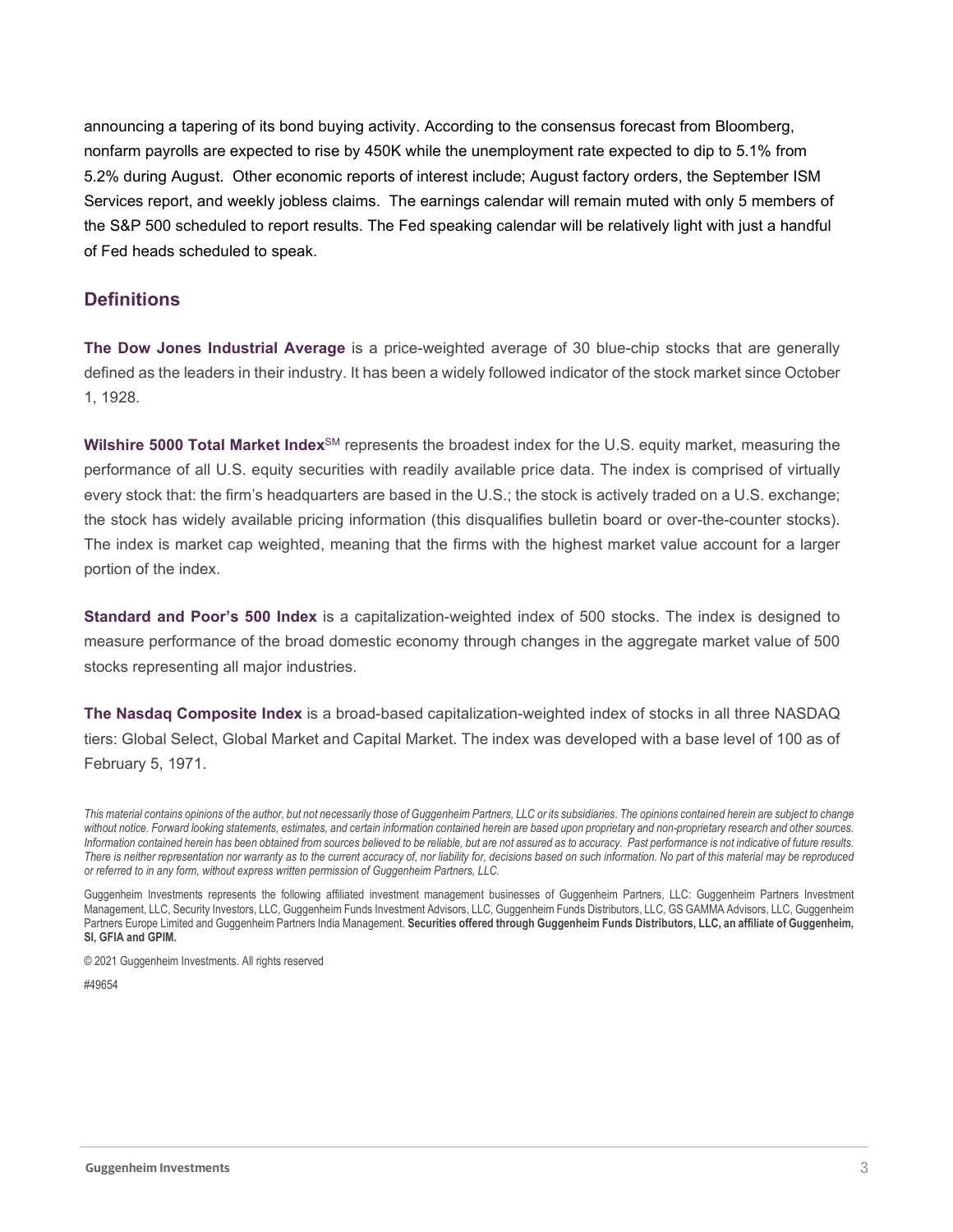announcing a tapering of its bond buying activity. According to the consensus forecast from Bloomberg, nonfarm payrolls are expected to rise by 450K while the unemployment rate expected to dip to 5.1% from 5.2% during August. Other economic reports of interest include; August factory orders, the September ISM Services report, and weekly jobless claims. The earnings calendar will remain muted with only 5 members of the S&P 500 scheduled to report results. The Fed speaking calendar will be relatively light with just a handful of Fed heads scheduled to speak.

## Definitions

**The Dow Jones Industrial Average** is a price-weighted average of 30 blue-chip stocks that are generally defined as the leaders in their industry. It has been a widely followed indicator of the stock market since October 1, 1928.

**Wilshire 5000 Total Market Index**SM represents the broadest index for the U.S. equity market, measuring the performance of all U.S. equity securities with readily available price data. The index is comprised of virtually every stock that: the firm's headquarters are based in the U.S.; the stock is actively traded on a U.S. exchange; the stock has widely available pricing information (this disqualifies bulletin board or over-the-counter stocks). The index is market cap weighted, meaning that the firms with the highest market value account for a larger portion of the index.

**Standard and Poor's 500 Index** is a capitalization-weighted index of 500 stocks. The index is designed to measure performance of the broad domestic economy through changes in the aggregate market value of 500 stocks representing all major industries.

**The Nasdaq Composite Index** is a broad-based capitalization-weighted index of stocks in all three NASDAQ tiers: Global Select, Global Market and Capital Market. The index was developed with a base level of 100 as of February 5, 1971.

*This material contains opinions of the author, but not necessarily those of Guggenheim Partners, LLC or its subsidiaries. The opinions contained herein are subject to change without notice. Forward looking statements, estimates, and certain information contained herein are based upon proprietary and non-proprietary research and other sources. Information contained herein has been obtained from sources believed to be reliable, but are not assured as to accuracy. Past performance is not indicative of future results. There is neither representation nor warranty as to the current accuracy of, nor liability for, decisions based on such information. No part of this material may be reproduced or referred to in any form, without express written permission of Guggenheim Partners, LLC.*

Guggenheim Investments represents the following affiliated investment management businesses of Guggenheim Partners, LLC: Guggenheim Partners Investment Management, LLC, Security Investors, LLC, Guggenheim Funds Investment Advisors, LLC, Guggenheim Funds Distributors, LLC, GS GAMMA Advisors, LLC, Guggenheim Partners Europe Limited and Guggenheim Partners India Management. **Securities offered through Guggenheim Funds Distributors, LLC, an affiliate of Guggenheim, SI, GFIA and GPIM.**

© 2021 Guggenheim Investments. All rights reserved

#49654